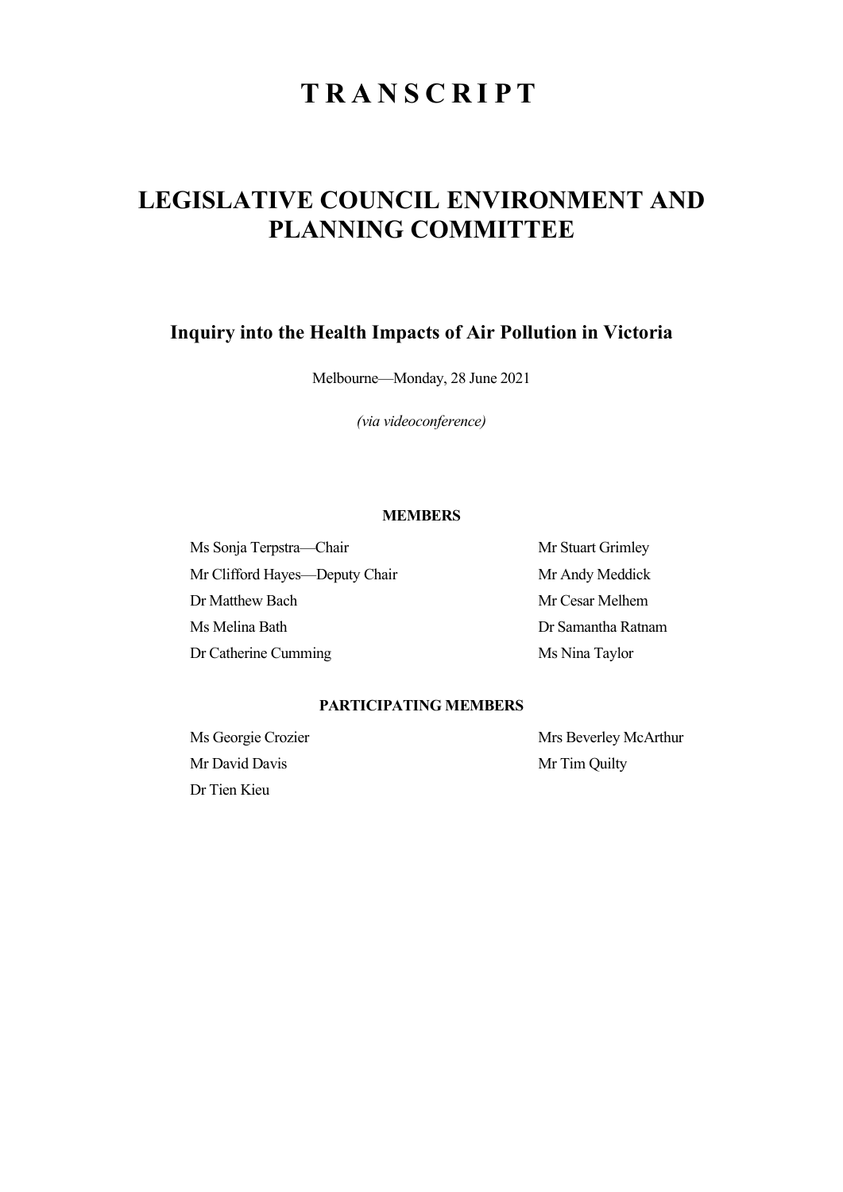# T R A N S C R I P T

# LEGISLATIVE COUNCIL ENVIRONMENT AND PLANNING COMMITTEE

## Inquiry into the Health Impacts of Air Pollution in Victoria

Melbourne—Monday, 28 June 2021

*(via videoconference)*

### MEMBERS

Ms Sonja Terpstra—Chair
Mr Clifford Hayes—Deputy Chair
Dr Matthew Bach
Ms Melina Bath
Dr Catherine Cumming
Mr Stuart Grimley
Mr Andy Meddick
Mr Cesar Melhem
Dr Samantha Ratnam
Ms Nina Taylor

### PARTICIPATING MEMBERS

Ms Georgie Crozier
Mr David Davis
Dr Tien Kieu
Mrs Beverley McArthur
Mr Tim Quilty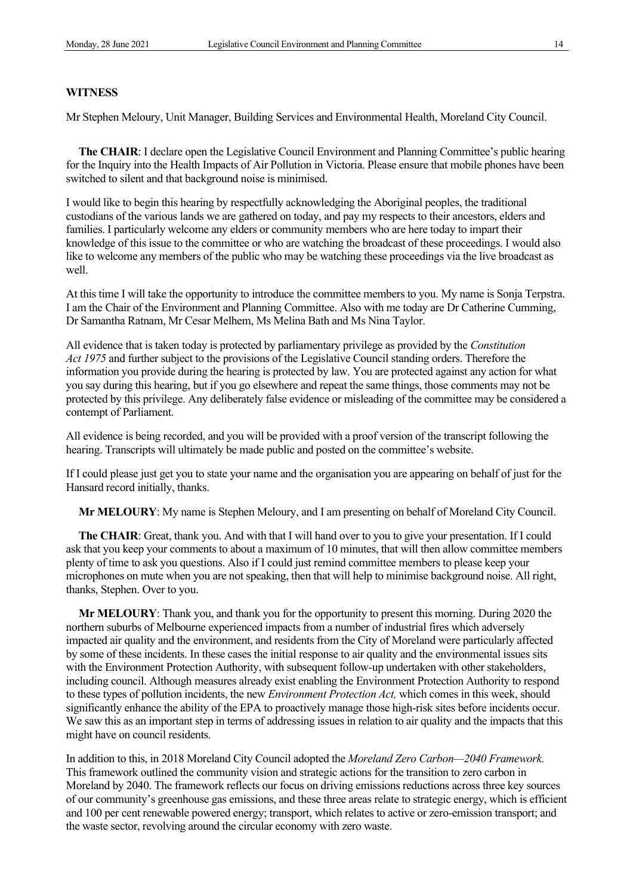**WITNESS**

Mr Stephen Meloury, Unit Manager, Building Services and Environmental Health, Moreland City Council.

**The CHAIR**: I declare open the Legislative Council Environment and Planning Committee's public hearing for the Inquiry into the Health Impacts of Air Pollution in Victoria. Please ensure that mobile phones have been switched to silent and that background noise is minimised.

I would like to begin this hearing by respectfully acknowledging the Aboriginal peoples, the traditional custodians of the various lands we are gathered on today, and pay my respects to their ancestors, elders and families. I particularly welcome any elders or community members who are here today to impart their knowledge of this issue to the committee or who are watching the broadcast of these proceedings. I would also like to welcome any members of the public who may be watching these proceedings via the live broadcast as well.

At this time I will take the opportunity to introduce the committee members to you. My name is Sonja Terpstra. I am the Chair of the Environment and Planning Committee. Also with me today are Dr Catherine Cumming, Dr Samantha Ratnam, Mr Cesar Melhem, Ms Melina Bath and Ms Nina Taylor.

All evidence that is taken today is protected by parliamentary privilege as provided by the *Constitution Act 1975* and further subject to the provisions of the Legislative Council standing orders. Therefore the information you provide during the hearing is protected by law. You are protected against any action for what you say during this hearing, but if you go elsewhere and repeat the same things, those comments may not be protected by this privilege. Any deliberately false evidence or misleading of the committee may be considered a contempt of Parliament.

All evidence is being recorded, and you will be provided with a proof version of the transcript following the hearing. Transcripts will ultimately be made public and posted on the committee's website.

If I could please just get you to state your name and the organisation you are appearing on behalf of just for the Hansard record initially, thanks.

**Mr MELOURY**: My name is Stephen Meloury, and I am presenting on behalf of Moreland City Council.

**The CHAIR**: Great, thank you. And with that I will hand over to you to give your presentation. If I could ask that you keep your comments to about a maximum of 10 minutes, that will then allow committee members plenty of time to ask you questions. Also if I could just remind committee members to please keep your microphones on mute when you are not speaking, then that will help to minimise background noise. All right, thanks, Stephen. Over to you.

**Mr MELOURY**: Thank you, and thank you for the opportunity to present this morning. During 2020 the northern suburbs of Melbourne experienced impacts from a number of industrial fires which adversely impacted air quality and the environment, and residents from the City of Moreland were particularly affected by some of these incidents. In these cases the initial response to air quality and the environmental issues sits with the Environment Protection Authority, with subsequent follow-up undertaken with other stakeholders, including council. Although measures already exist enabling the Environment Protection Authority to respond to these types of pollution incidents, the new *Environment Protection Act,* which comes in this week, should significantly enhance the ability of the EPA to proactively manage those high-risk sites before incidents occur. We saw this as an important step in terms of addressing issues in relation to air quality and the impacts that this might have on council residents.

In addition to this, in 2018 Moreland City Council adopted the *Moreland Zero Carbon—2040 Framework.* This framework outlined the community vision and strategic actions for the transition to zero carbon in Moreland by 2040. The framework reflects our focus on driving emissions reductions across three key sources of our community's greenhouse gas emissions, and these three areas relate to strategic energy, which is efficient and 100 per cent renewable powered energy; transport, which relates to active or zero-emission transport; and the waste sector, revolving around the circular economy with zero waste.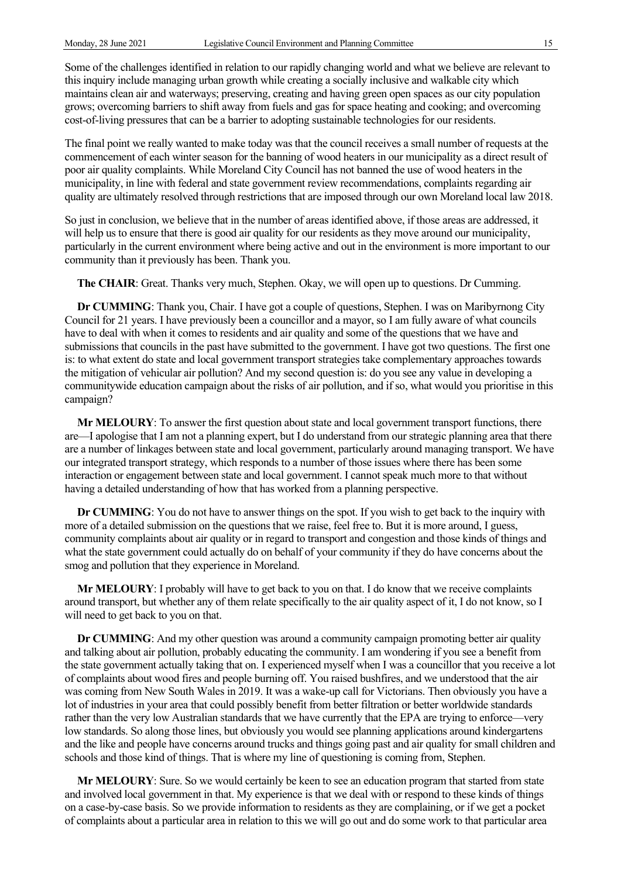Some of the challenges identified in relation to our rapidly changing world and what we believe are relevant to this inquiry include managing urban growth while creating a socially inclusive and walkable city which maintains clean air and waterways; preserving, creating and having green open spaces as our city population grows; overcoming barriers to shift away from fuels and gas for space heating and cooking; and overcoming cost-of-living pressures that can be a barrier to adopting sustainable technologies for our residents.

The final point we really wanted to make today was that the council receives a small number of requests at the commencement of each winter season for the banning of wood heaters in our municipality as a direct result of poor air quality complaints. While Moreland City Council has not banned the use of wood heaters in the municipality, in line with federal and state government review recommendations, complaints regarding air quality are ultimately resolved through restrictions that are imposed through our own Moreland local law 2018.

So just in conclusion, we believe that in the number of areas identified above, if those areas are addressed, it will help us to ensure that there is good air quality for our residents as they move around our municipality, particularly in the current environment where being active and out in the environment is more important to our community than it previously has been. Thank you.

**The CHAIR**: Great. Thanks very much, Stephen. Okay, we will open up to questions. Dr Cumming.

**Dr CUMMING**: Thank you, Chair. I have got a couple of questions, Stephen. I was on Maribyrnong City Council for 21 years. I have previously been a councillor and a mayor, so I am fully aware of what councils have to deal with when it comes to residents and air quality and some of the questions that we have and submissions that councils in the past have submitted to the government. I have got two questions. The first one is: to what extent do state and local government transport strategies take complementary approaches towards the mitigation of vehicular air pollution? And my second question is: do you see any value in developing a communitywide education campaign about the risks of air pollution, and if so, what would you prioritise in this campaign?

**Mr MELOURY**: To answer the first question about state and local government transport functions, there are—I apologise that I am not a planning expert, but I do understand from our strategic planning area that there are a number of linkages between state and local government, particularly around managing transport. We have our integrated transport strategy, which responds to a number of those issues where there has been some interaction or engagement between state and local government. I cannot speak much more to that without having a detailed understanding of how that has worked from a planning perspective.

**Dr CUMMING**: You do not have to answer things on the spot. If you wish to get back to the inquiry with more of a detailed submission on the questions that we raise, feel free to. But it is more around, I guess, community complaints about air quality or in regard to transport and congestion and those kinds of things and what the state government could actually do on behalf of your community if they do have concerns about the smog and pollution that they experience in Moreland.

**Mr MELOURY**: I probably will have to get back to you on that. I do know that we receive complaints around transport, but whether any of them relate specifically to the air quality aspect of it, I do not know, so I will need to get back to you on that.

**Dr CUMMING**: And my other question was around a community campaign promoting better air quality and talking about air pollution, probably educating the community. I am wondering if you see a benefit from the state government actually taking that on. I experienced myself when I was a councillor that you receive a lot of complaints about wood fires and people burning off. You raised bushfires, and we understood that the air was coming from New South Wales in 2019. It was a wake-up call for Victorians. Then obviously you have a lot of industries in your area that could possibly benefit from better filtration or better worldwide standards rather than the very low Australian standards that we have currently that the EPA are trying to enforce—very low standards. So along those lines, but obviously you would see planning applications around kindergartens and the like and people have concerns around trucks and things going past and air quality for small children and schools and those kind of things. That is where my line of questioning is coming from, Stephen.

**Mr MELOURY**: Sure. So we would certainly be keen to see an education program that started from state and involved local government in that. My experience is that we deal with or respond to these kinds of things on a case-by-case basis. So we provide information to residents as they are complaining, or if we get a pocket of complaints about a particular area in relation to this we will go out and do some work to that particular area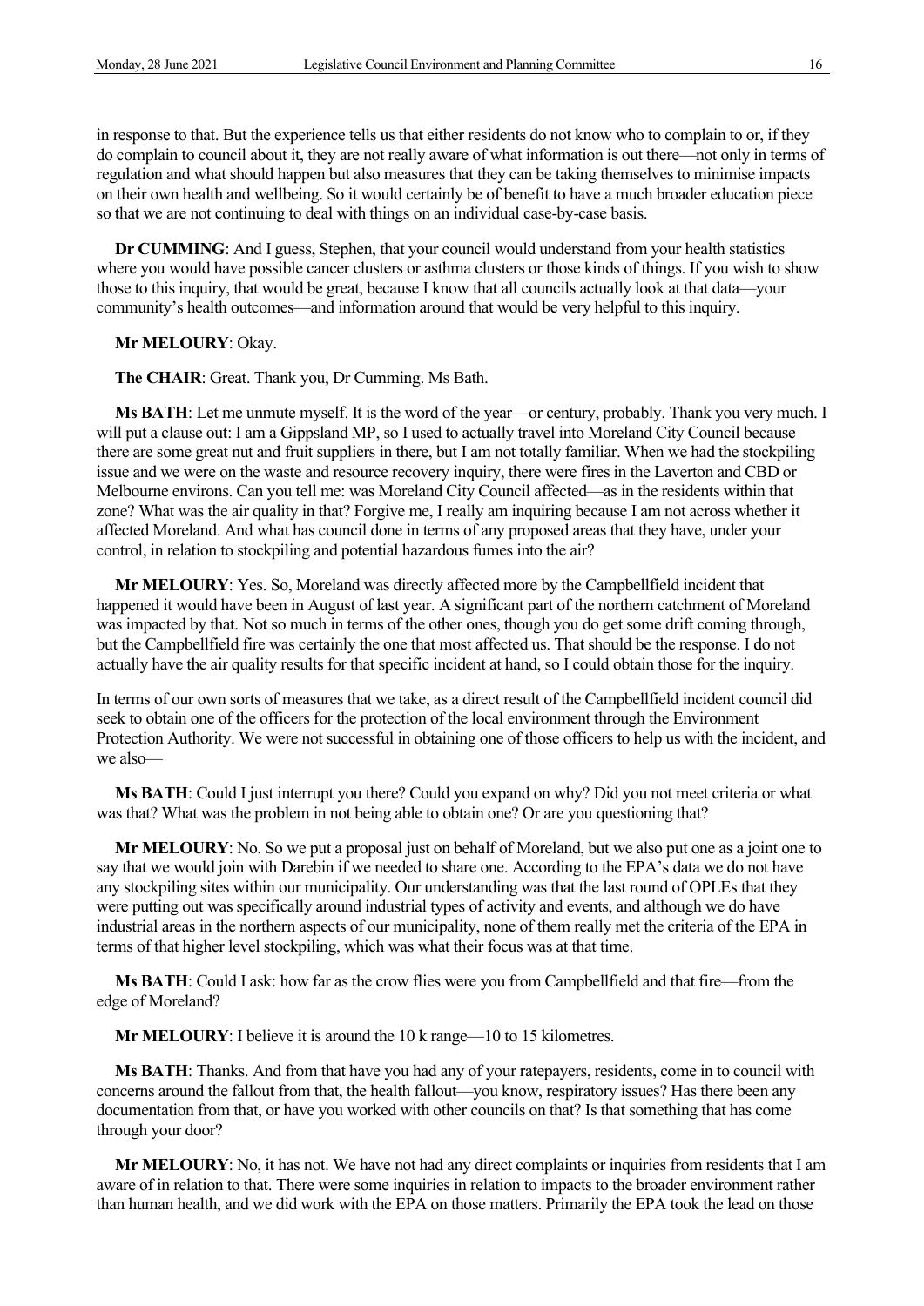in response to that. But the experience tells us that either residents do not know who to complain to or, if they do complain to council about it, they are not really aware of what information is out there—not only in terms of regulation and what should happen but also measures that they can be taking themselves to minimise impacts on their own health and wellbeing. So it would certainly be of benefit to have a much broader education piece so that we are not continuing to deal with things on an individual case-by-case basis.

**Dr CUMMING**: And I guess, Stephen, that your council would understand from your health statistics where you would have possible cancer clusters or asthma clusters or those kinds of things. If you wish to show those to this inquiry, that would be great, because I know that all councils actually look at that data—your community's health outcomes—and information around that would be very helpful to this inquiry.

**Mr MELOURY**: Okay.

**The CHAIR**: Great. Thank you, Dr Cumming. Ms Bath.

**Ms BATH**: Let me unmute myself. It is the word of the year—or century, probably. Thank you very much. I will put a clause out: I am a Gippsland MP, so I used to actually travel into Moreland City Council because there are some great nut and fruit suppliers in there, but I am not totally familiar. When we had the stockpiling issue and we were on the waste and resource recovery inquiry, there were fires in the Laverton and CBD or Melbourne environs. Can you tell me: was Moreland City Council affected—as in the residents within that zone? What was the air quality in that? Forgive me, I really am inquiring because I am not across whether it affected Moreland. And what has council done in terms of any proposed areas that they have, under your control, in relation to stockpiling and potential hazardous fumes into the air?

**Mr MELOURY**: Yes. So, Moreland was directly affected more by the Campbellfield incident that happened it would have been in August of last year. A significant part of the northern catchment of Moreland was impacted by that. Not so much in terms of the other ones, though you do get some drift coming through, but the Campbellfield fire was certainly the one that most affected us. That should be the response. I do not actually have the air quality results for that specific incident at hand, so I could obtain those for the inquiry.

In terms of our own sorts of measures that we take, as a direct result of the Campbellfield incident council did seek to obtain one of the officers for the protection of the local environment through the Environment Protection Authority. We were not successful in obtaining one of those officers to help us with the incident, and we also—

**Ms BATH**: Could I just interrupt you there? Could you expand on why? Did you not meet criteria or what was that? What was the problem in not being able to obtain one? Or are you questioning that?

**Mr MELOURY**: No. So we put a proposal just on behalf of Moreland, but we also put one as a joint one to say that we would join with Darebin if we needed to share one. According to the EPA's data we do not have any stockpiling sites within our municipality. Our understanding was that the last round of OPLEs that they were putting out was specifically around industrial types of activity and events, and although we do have industrial areas in the northern aspects of our municipality, none of them really met the criteria of the EPA in terms of that higher level stockpiling, which was what their focus was at that time.

**Ms BATH**: Could I ask: how far as the crow flies were you from Campbellfield and that fire—from the edge of Moreland?

**Mr MELOURY**: I believe it is around the 10 k range—10 to 15 kilometres.

**Ms BATH**: Thanks. And from that have you had any of your ratepayers, residents, come in to council with concerns around the fallout from that, the health fallout—you know, respiratory issues? Has there been any documentation from that, or have you worked with other councils on that? Is that something that has come through your door?

**Mr MELOURY**: No, it has not. We have not had any direct complaints or inquiries from residents that I am aware of in relation to that. There were some inquiries in relation to impacts to the broader environment rather than human health, and we did work with the EPA on those matters. Primarily the EPA took the lead on those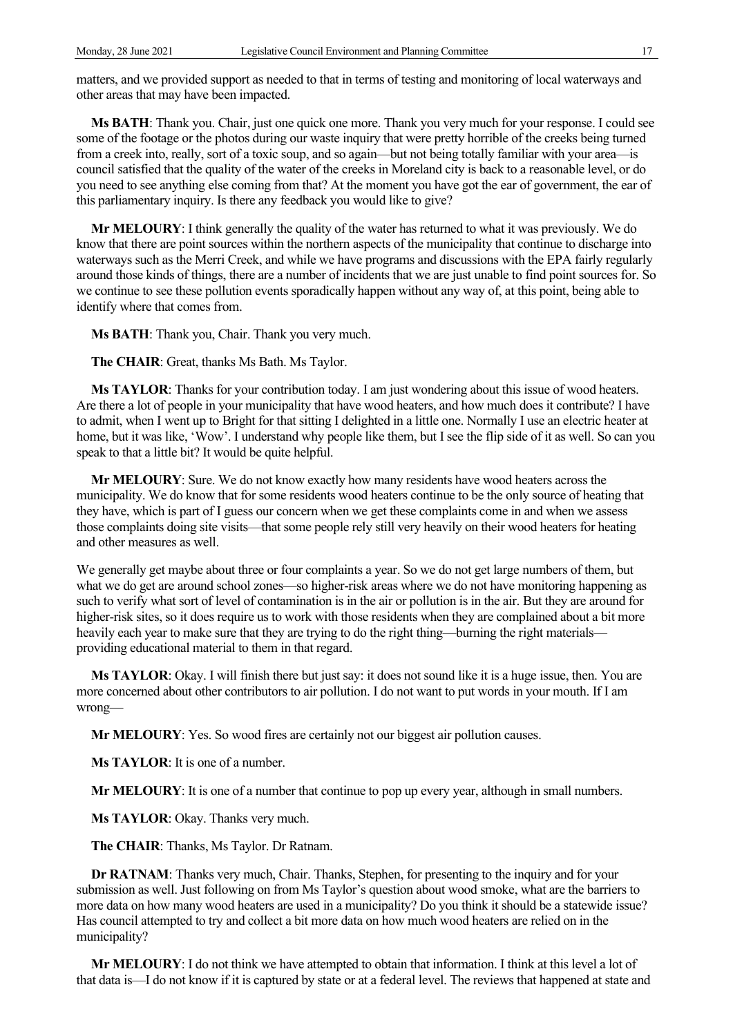matters, and we provided support as needed to that in terms of testing and monitoring of local waterways and other areas that may have been impacted.

**Ms BATH**: Thank you. Chair, just one quick one more. Thank you very much for your response. I could see some of the footage or the photos during our waste inquiry that were pretty horrible of the creeks being turned from a creek into, really, sort of a toxic soup, and so again—but not being totally familiar with your area—is council satisfied that the quality of the water of the creeks in Moreland city is back to a reasonable level, or do you need to see anything else coming from that? At the moment you have got the ear of government, the ear of this parliamentary inquiry. Is there any feedback you would like to give?

**Mr MELOURY**: I think generally the quality of the water has returned to what it was previously. We do know that there are point sources within the northern aspects of the municipality that continue to discharge into waterways such as the Merri Creek, and while we have programs and discussions with the EPA fairly regularly around those kinds of things, there are a number of incidents that we are just unable to find point sources for. So we continue to see these pollution events sporadically happen without any way of, at this point, being able to identify where that comes from.

**Ms BATH**: Thank you, Chair. Thank you very much.

**The CHAIR**: Great, thanks Ms Bath. Ms Taylor.

**Ms TAYLOR**: Thanks for your contribution today. I am just wondering about this issue of wood heaters. Are there a lot of people in your municipality that have wood heaters, and how much does it contribute? I have to admit, when I went up to Bright for that sitting I delighted in a little one. Normally I use an electric heater at home, but it was like, 'Wow'. I understand why people like them, but I see the flip side of it as well. So can you speak to that a little bit? It would be quite helpful.

**Mr MELOURY**: Sure. We do not know exactly how many residents have wood heaters across the municipality. We do know that for some residents wood heaters continue to be the only source of heating that they have, which is part of I guess our concern when we get these complaints come in and when we assess those complaints doing site visits—that some people rely still very heavily on their wood heaters for heating and other measures as well.

We generally get maybe about three or four complaints a year. So we do not get large numbers of them, but what we do get are around school zones—so higher-risk areas where we do not have monitoring happening as such to verify what sort of level of contamination is in the air or pollution is in the air. But they are around for higher-risk sites, so it does require us to work with those residents when they are complained about a bit more heavily each year to make sure that they are trying to do the right thing—burning the right materials—providing educational material to them in that regard.

**Ms TAYLOR**: Okay. I will finish there but just say: it does not sound like it is a huge issue, then. You are more concerned about other contributors to air pollution. I do not want to put words in your mouth. If I am wrong—

**Mr MELOURY**: Yes. So wood fires are certainly not our biggest air pollution causes.

**Ms TAYLOR**: It is one of a number.

**Mr MELOURY**: It is one of a number that continue to pop up every year, although in small numbers.

**Ms TAYLOR**: Okay. Thanks very much.

**The CHAIR**: Thanks, Ms Taylor. Dr Ratnam.

**Dr RATNAM**: Thanks very much, Chair. Thanks, Stephen, for presenting to the inquiry and for your submission as well. Just following on from Ms Taylor's question about wood smoke, what are the barriers to more data on how many wood heaters are used in a municipality? Do you think it should be a statewide issue? Has council attempted to try and collect a bit more data on how much wood heaters are relied on in the municipality?

**Mr MELOURY**: I do not think we have attempted to obtain that information. I think at this level a lot of that data is—I do not know if it is captured by state or at a federal level. The reviews that happened at state and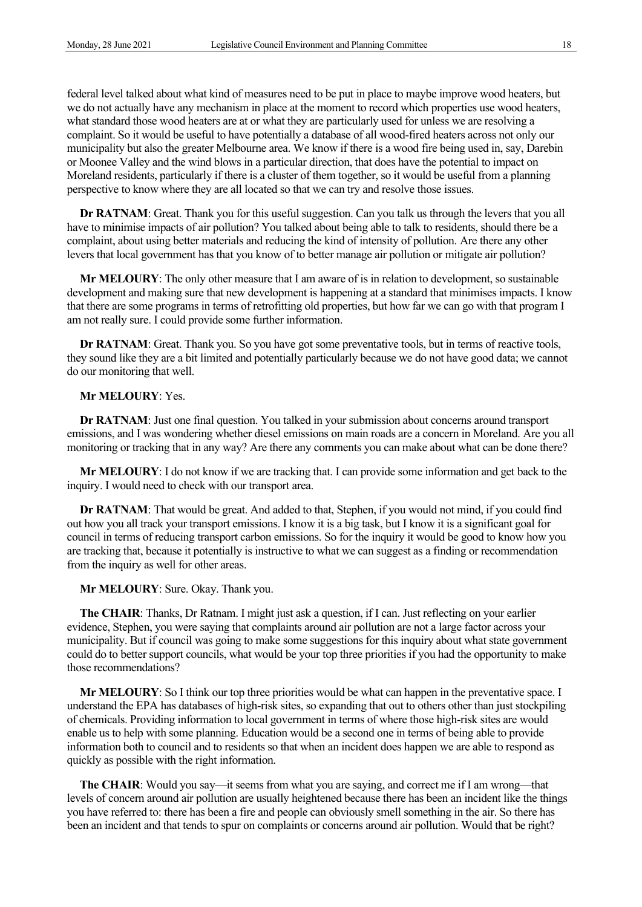federal level talked about what kind of measures need to be put in place to maybe improve wood heaters, but we do not actually have any mechanism in place at the moment to record which properties use wood heaters, what standard those wood heaters are at or what they are particularly used for unless we are resolving a complaint. So it would be useful to have potentially a database of all wood-fired heaters across not only our municipality but also the greater Melbourne area. We know if there is a wood fire being used in, say, Darebin or Moonee Valley and the wind blows in a particular direction, that does have the potential to impact on Moreland residents, particularly if there is a cluster of them together, so it would be useful from a planning perspective to know where they are all located so that we can try and resolve those issues.

**Dr RATNAM**: Great. Thank you for this useful suggestion. Can you talk us through the levers that you all have to minimise impacts of air pollution? You talked about being able to talk to residents, should there be a complaint, about using better materials and reducing the kind of intensity of pollution. Are there any other levers that local government has that you know of to better manage air pollution or mitigate air pollution?

**Mr MELOURY**: The only other measure that I am aware of is in relation to development, so sustainable development and making sure that new development is happening at a standard that minimises impacts. I know that there are some programs in terms of retrofitting old properties, but how far we can go with that program I am not really sure. I could provide some further information.

**Dr RATNAM**: Great. Thank you. So you have got some preventative tools, but in terms of reactive tools, they sound like they are a bit limited and potentially particularly because we do not have good data; we cannot do our monitoring that well.

**Mr MELOURY**: Yes.

**Dr RATNAM**: Just one final question. You talked in your submission about concerns around transport emissions, and I was wondering whether diesel emissions on main roads are a concern in Moreland. Are you all monitoring or tracking that in any way? Are there any comments you can make about what can be done there?

**Mr MELOURY**: I do not know if we are tracking that. I can provide some information and get back to the inquiry. I would need to check with our transport area.

**Dr RATNAM**: That would be great. And added to that, Stephen, if you would not mind, if you could find out how you all track your transport emissions. I know it is a big task, but I know it is a significant goal for council in terms of reducing transport carbon emissions. So for the inquiry it would be good to know how you are tracking that, because it potentially is instructive to what we can suggest as a finding or recommendation from the inquiry as well for other areas.

**Mr MELOURY**: Sure. Okay. Thank you.

**The CHAIR**: Thanks, Dr Ratnam. I might just ask a question, if I can. Just reflecting on your earlier evidence, Stephen, you were saying that complaints around air pollution are not a large factor across your municipality. But if council was going to make some suggestions for this inquiry about what state government could do to better support councils, what would be your top three priorities if you had the opportunity to make those recommendations?

**Mr MELOURY**: So I think our top three priorities would be what can happen in the preventative space. I understand the EPA has databases of high-risk sites, so expanding that out to others other than just stockpiling of chemicals. Providing information to local government in terms of where those high-risk sites are would enable us to help with some planning. Education would be a second one in terms of being able to provide information both to council and to residents so that when an incident does happen we are able to respond as quickly as possible with the right information.

**The CHAIR**: Would you say—it seems from what you are saying, and correct me if I am wrong—that levels of concern around air pollution are usually heightened because there has been an incident like the things you have referred to: there has been a fire and people can obviously smell something in the air. So there has been an incident and that tends to spur on complaints or concerns around air pollution. Would that be right?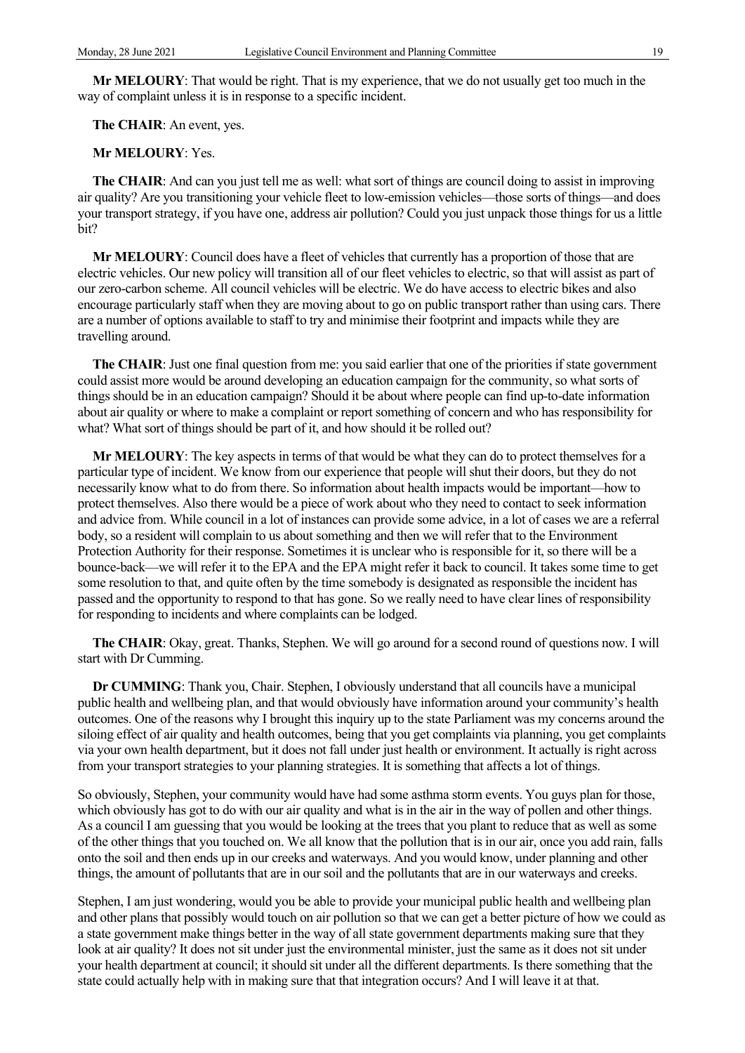**Mr MELOURY**: That would be right. That is my experience, that we do not usually get too much in the way of complaint unless it is in response to a specific incident.

**The CHAIR**: An event, yes.

**Mr MELOURY**: Yes.

**The CHAIR**: And can you just tell me as well: what sort of things are council doing to assist in improving air quality? Are you transitioning your vehicle fleet to low-emission vehicles—those sorts of things—and does your transport strategy, if you have one, address air pollution? Could you just unpack those things for us a little bit?

**Mr MELOURY**: Council does have a fleet of vehicles that currently has a proportion of those that are electric vehicles. Our new policy will transition all of our fleet vehicles to electric, so that will assist as part of our zero-carbon scheme. All council vehicles will be electric. We do have access to electric bikes and also encourage particularly staff when they are moving about to go on public transport rather than using cars. There are a number of options available to staff to try and minimise their footprint and impacts while they are travelling around.

**The CHAIR**: Just one final question from me: you said earlier that one of the priorities if state government could assist more would be around developing an education campaign for the community, so what sorts of things should be in an education campaign? Should it be about where people can find up-to-date information about air quality or where to make a complaint or report something of concern and who has responsibility for what? What sort of things should be part of it, and how should it be rolled out?

**Mr MELOURY**: The key aspects in terms of that would be what they can do to protect themselves for a particular type of incident. We know from our experience that people will shut their doors, but they do not necessarily know what to do from there. So information about health impacts would be important—how to protect themselves. Also there would be a piece of work about who they need to contact to seek information and advice from. While council in a lot of instances can provide some advice, in a lot of cases we are a referral body, so a resident will complain to us about something and then we will refer that to the Environment Protection Authority for their response. Sometimes it is unclear who is responsible for it, so there will be a bounce-back—we will refer it to the EPA and the EPA might refer it back to council. It takes some time to get some resolution to that, and quite often by the time somebody is designated as responsible the incident has passed and the opportunity to respond to that has gone. So we really need to have clear lines of responsibility for responding to incidents and where complaints can be lodged.

**The CHAIR**: Okay, great. Thanks, Stephen. We will go around for a second round of questions now. I will start with Dr Cumming.

**Dr CUMMING**: Thank you, Chair. Stephen, I obviously understand that all councils have a municipal public health and wellbeing plan, and that would obviously have information around your community's health outcomes. One of the reasons why I brought this inquiry up to the state Parliament was my concerns around the siloing effect of air quality and health outcomes, being that you get complaints via planning, you get complaints via your own health department, but it does not fall under just health or environment. It actually is right across from your transport strategies to your planning strategies. It is something that affects a lot of things.

So obviously, Stephen, your community would have had some asthma storm events. You guys plan for those, which obviously has got to do with our air quality and what is in the air in the way of pollen and other things. As a council I am guessing that you would be looking at the trees that you plant to reduce that as well as some of the other things that you touched on. We all know that the pollution that is in our air, once you add rain, falls onto the soil and then ends up in our creeks and waterways. And you would know, under planning and other things, the amount of pollutants that are in our soil and the pollutants that are in our waterways and creeks.

Stephen, I am just wondering, would you be able to provide your municipal public health and wellbeing plan and other plans that possibly would touch on air pollution so that we can get a better picture of how we could as a state government make things better in the way of all state government departments making sure that they look at air quality? It does not sit under just the environmental minister, just the same as it does not sit under your health department at council; it should sit under all the different departments. Is there something that the state could actually help with in making sure that that integration occurs? And I will leave it at that.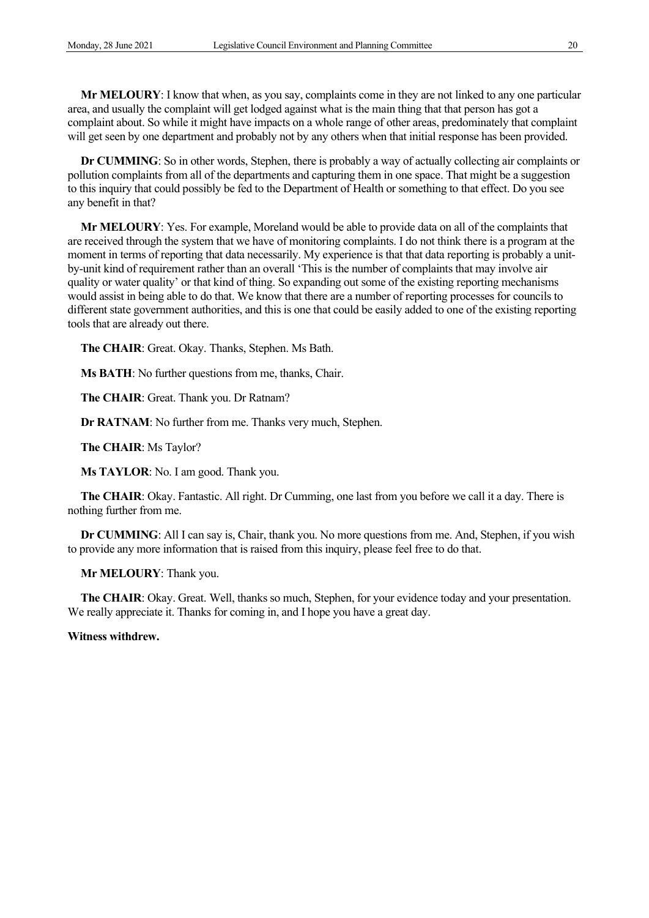**Mr MELOURY**: I know that when, as you say, complaints come in they are not linked to any one particular area, and usually the complaint will get lodged against what is the main thing that that person has got a complaint about. So while it might have impacts on a whole range of other areas, predominately that complaint will get seen by one department and probably not by any others when that initial response has been provided.

**Dr CUMMING**: So in other words, Stephen, there is probably a way of actually collecting air complaints or pollution complaints from all of the departments and capturing them in one space. That might be a suggestion to this inquiry that could possibly be fed to the Department of Health or something to that effect. Do you see any benefit in that?

**Mr MELOURY**: Yes. For example, Moreland would be able to provide data on all of the complaints that are received through the system that we have of monitoring complaints. I do not think there is a program at the moment in terms of reporting that data necessarily. My experience is that that data reporting is probably a unit-by-unit kind of requirement rather than an overall 'This is the number of complaints that may involve air quality or water quality' or that kind of thing. So expanding out some of the existing reporting mechanisms would assist in being able to do that. We know that there are a number of reporting processes for councils to different state government authorities, and this is one that could be easily added to one of the existing reporting tools that are already out there.

**The CHAIR**: Great. Okay. Thanks, Stephen. Ms Bath.

**Ms BATH**: No further questions from me, thanks, Chair.

**The CHAIR**: Great. Thank you. Dr Ratnam?

**Dr RATNAM**: No further from me. Thanks very much, Stephen.

**The CHAIR**: Ms Taylor?

**Ms TAYLOR**: No. I am good. Thank you.

**The CHAIR**: Okay. Fantastic. All right. Dr Cumming, one last from you before we call it a day. There is nothing further from me.

**Dr CUMMING**: All I can say is, Chair, thank you. No more questions from me. And, Stephen, if you wish to provide any more information that is raised from this inquiry, please feel free to do that.

**Mr MELOURY**: Thank you.

**The CHAIR**: Okay. Great. Well, thanks so much, Stephen, for your evidence today and your presentation. We really appreciate it. Thanks for coming in, and I hope you have a great day.

**Witness withdrew.**